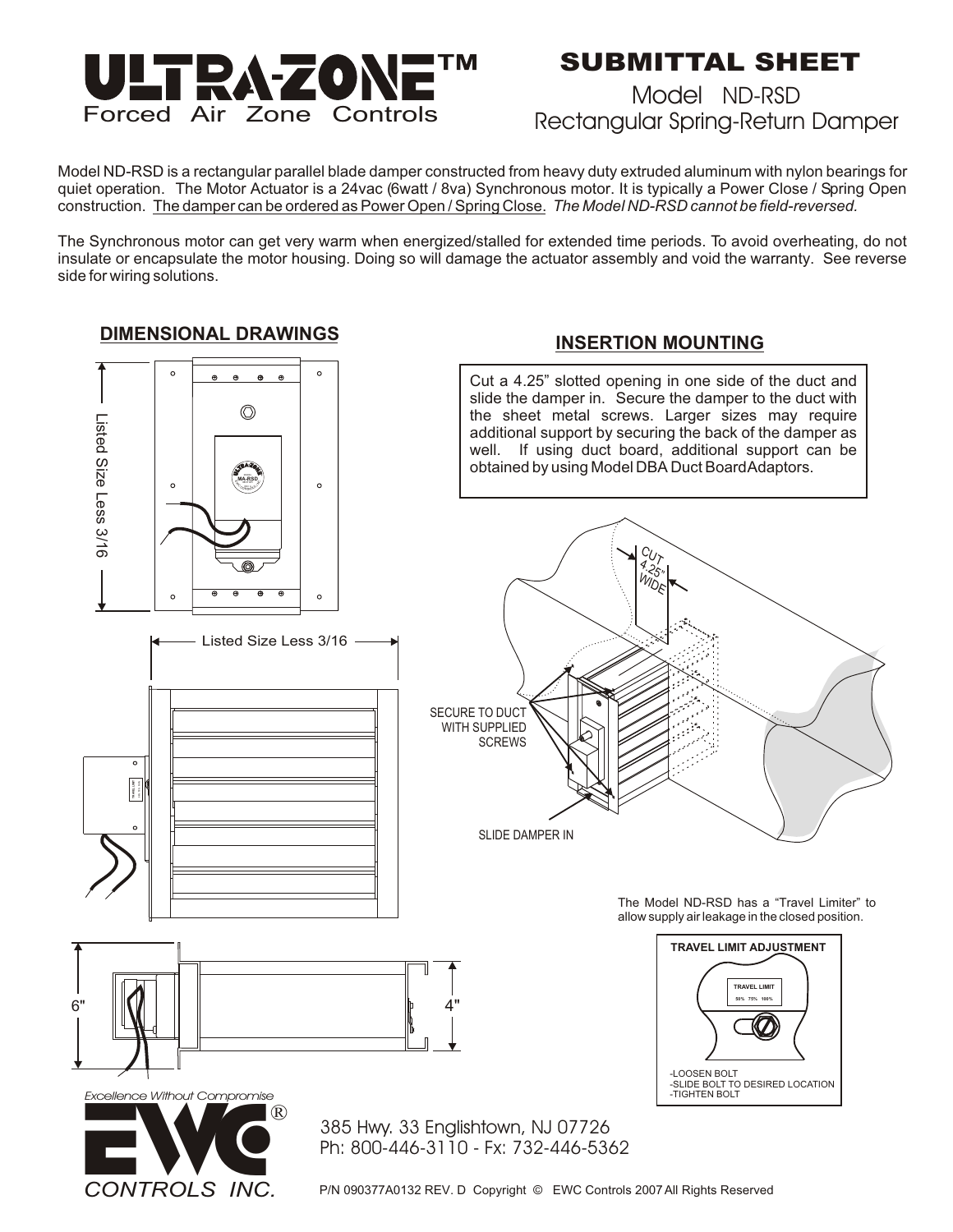# ULTRA-ZONE™

Forced Air Zone Controls

## SUBMITTAL SHEET

Model ND-RSD

Rectangular Spring-Return Damper

Model ND-RSD is a rectangular parallel blade damper constructed from heavy duty extruded aluminum with nylon bearings for quiet operation. The Motor Actuator is a 24vac (6watt / 8va) Synchronous motor. It is typically a Power Close / Spring Open construction. The damper can be ordered as Power Open / Spring Close. *The Model ND-RSD cannot be field-reversed.*

The Synchronous motor can get very warm when energized/stalled for extended time periods. To avoid overheating, do not insulate or encapsulate the motor housing. Doing so will damage the actuator assembly and void the warranty. See reverse side for wiring solutions.

## DIMENSIONAL DRAWINGS

Listed Size Less 3/16

Listed Size Less 3/16

6"

4"

## INSERTION MOUNTING

Cut a 4.25" slotted opening in one side of the duct and slide the damper in. Secure the damper to the duct with the sheet metal screws. Larger sizes may require additional support by securing the back of the damper as well. If using duct board, additional support can be obtained by using Model DBA Duct Board Adaptors.

CUT 4.25" WIDE

SECURE TO DUCT WITH SUPPLIED SCREWS

SLIDE DAMPER IN

The Model ND-RSD has a "Travel Limiter" to allow supply air leakage in the closed position.

**TRAVEL LIMIT ADJUSTMENT**

TRAVEL LIMIT 50% 75% 100%

- LOOSEN BOLT
- SLIDE BOLT TO DESIRED LOCATION
- TIGHTEN BOLT

*Excellence Without Compromise*

EWC® CONTROLS INC.

385 Hwy. 33 Englishtown, NJ 07726
Ph: 800-446-3110 - Fx: 732-446-5362

P/N 090377A0132 REV. D Copyright © EWC Controls 2007 All Rights Reserved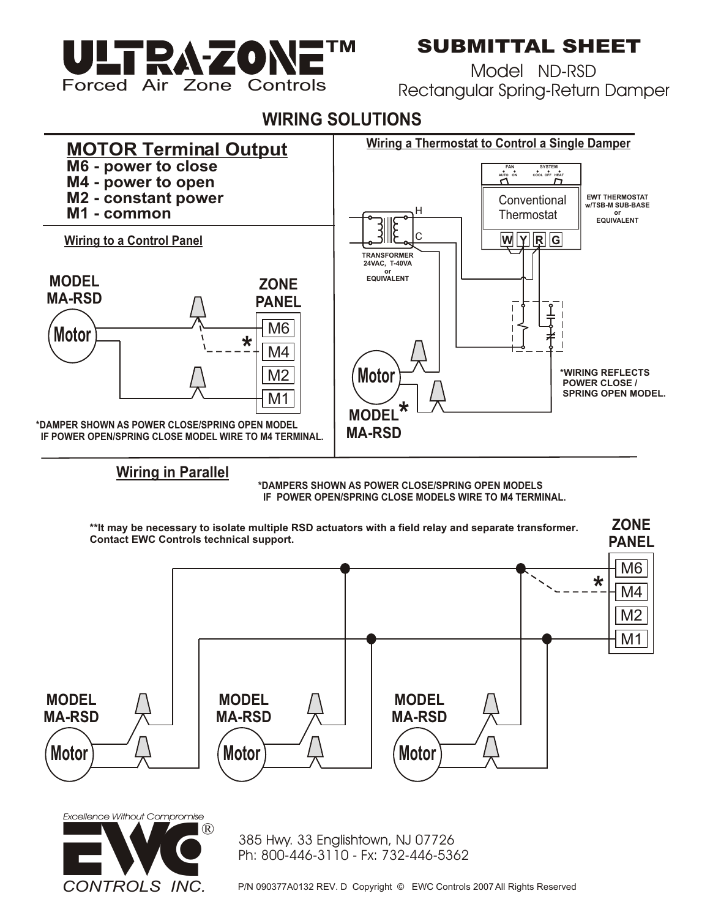# ULTRA-ZONE™

Forced Air Zone Controls

## SUBMITTAL SHEET

Model ND-RSD

Rectangular Spring-Return Damper

## WIRING SOLUTIONS

### MOTOR Terminal Output

**M6 - power to close**
**M4 - power to open**
**M2 - constant power**
**M1 - common**

### Wiring to a Control Panel

MODEL MA-RSD

Motor

ZONE PANEL

M6
M4
M2
M1

*DAMPER SHOWN AS POWER CLOSE/SPRING OPEN MODEL IF POWER OPEN/SPRING CLOSE MODEL WIRE TO M4 TERMINAL.

### Wiring a Thermostat to Control a Single Damper

FAN AUTO ON SYSTEM COOL OFF HEAT

Conventional Thermostat

W Y R G

EWT THERMOSTAT w/TSB-M SUB-BASE or EQUIVALENT

H

C

TRANSFORMER 24VAC, T-40VA or EQUIVALENT

Motor

MODEL* MA-RSD

*WIRING REFLECTS POWER CLOSE / SPRING OPEN MODEL.

### Wiring in Parallel

*DAMPERS SHOWN AS POWER CLOSE/SPRING OPEN MODELS IF POWER OPEN/SPRING CLOSE MODELS WIRE TO M4 TERMINAL.

**It may be necessary to isolate multiple RSD actuators with a field relay and separate transformer. Contact EWC Controls technical support.

ZONE PANEL

M6
M4
M2
M1

MODEL MA-RSD

Motor

MODEL MA-RSD

Motor

MODEL MA-RSD

Motor

*Excellence Without Compromise*

EWC® CONTROLS INC.

385 Hwy. 33 Englishtown, NJ 07726
Ph: 800-446-3110 - Fx: 732-446-5362

P/N 090377A0132 REV. D Copyright © EWC Controls 2007 All Rights Reserved